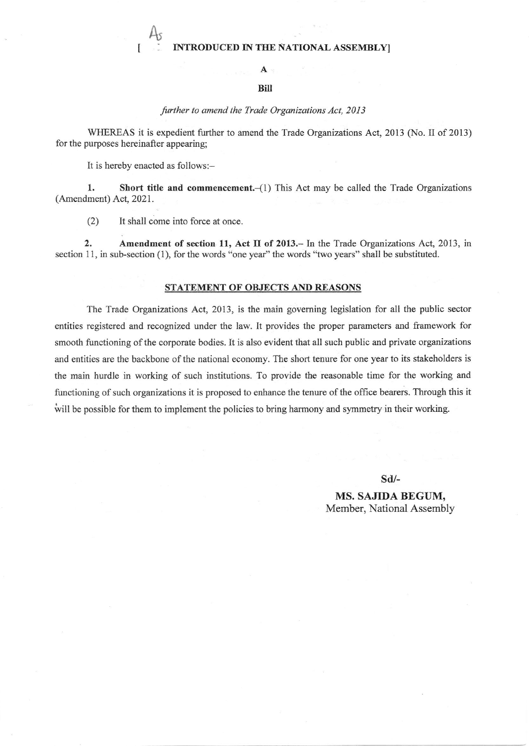[ INTRODUCED IN THE NATIONAL ASSEMBLY]

**A**

**Bill**

*further to amend the Trade Organizations Act, 2013*

WHEREAS it is expedient further to amend the Trade Organizations Act, 2013 (No. II of 2013) for the purposes hereinafter appearing;

It is hereby enacted as follows:–

**1. Short title and commencement.**–(1) This Act may be called the Trade Organizations (Amendment) Act, 2021.

(2) It shall come into force at once.

**2. Amendment of section 11, Act II of 2013.**– In the Trade Organizations Act, 2013, in section 11, in sub-section (1), for the words "one year" the words "two years" shall be substituted.

## STATEMENT OF OBJECTS AND REASONS

The Trade Organizations Act, 2013, is the main governing legislation for all the public sector entities registered and recognized under the law. It provides the proper parameters and framework for smooth functioning of the corporate bodies. It is also evident that all such public and private organizations and entities are the backbone of the national economy. The short tenure for one year to its stakeholders is the main hurdle in working of such institutions. To provide the reasonable time for the working and functioning of such organizations it is proposed to enhance the tenure of the office bearers. Through this it will be possible for them to implement the policies to bring harmony and symmetry in their working.

**Sd/-**

**MS. SAJIDA BEGUM,**
Member, National Assembly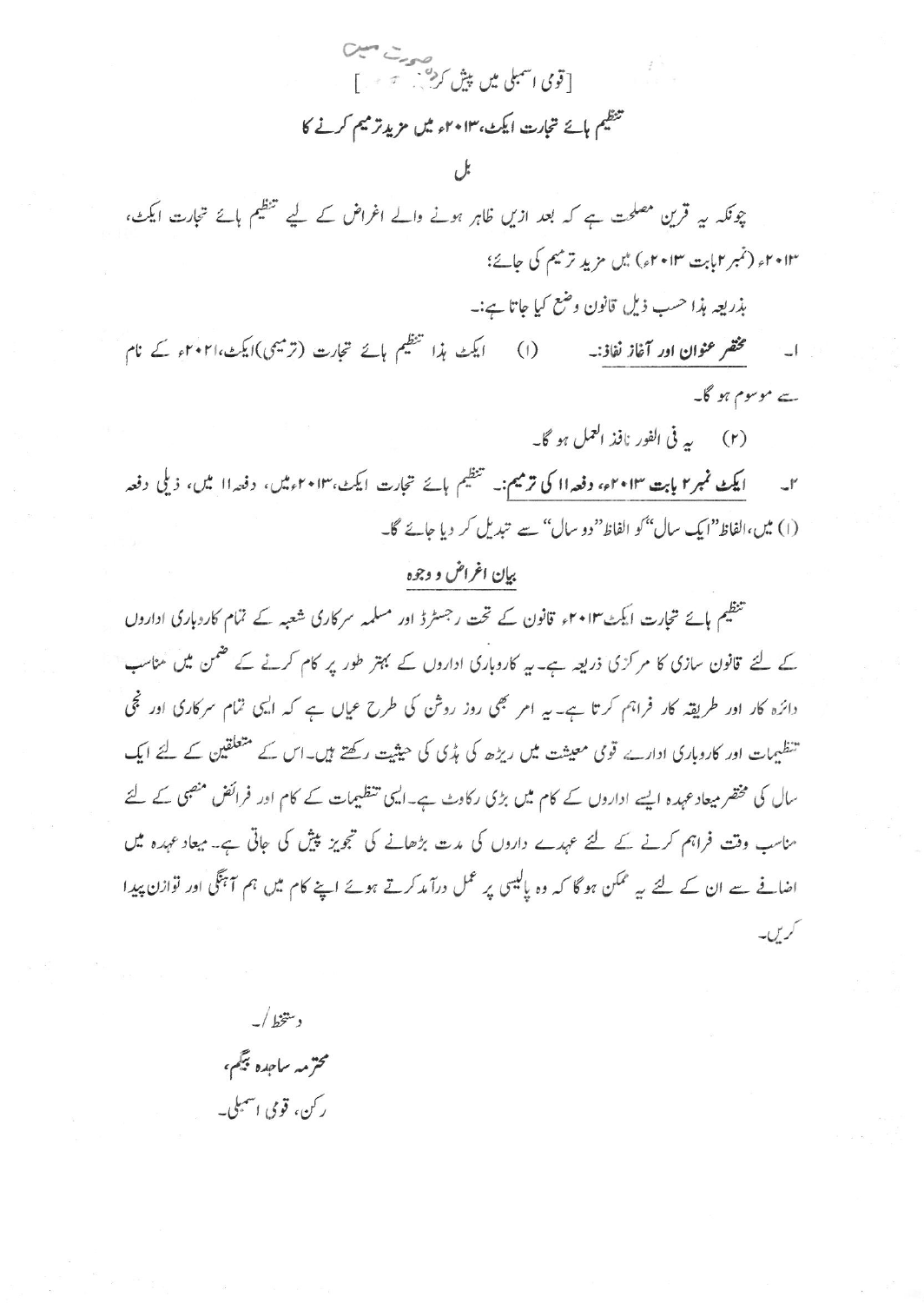[قومی اسمبلی میں پیش کردہ صورت میں]

## تنظیم ہائے تجارت ایکٹ، ۲۰۱۳ء میں مزید ترمیم کرنے کا

## بل

چونکہ یہ قرین مصلحت ہے کہ بعد ازیں ظاہر ہونے والے اغراض کے لیے تنظیم ہائے تجارت ایکٹ، ۲۰۱۳ء (نمبر ۲ بابت ۲۰۱۳ء) میں مزید ترمیم کی جائے؛

بذریعہ ہذا حسب ذیل قانون وضع کیا جاتا ہے:۔

۱۔ **مختصر عنوان اور آغاز نفاذ:۔** (۱) ایکٹ ہذا تنظیم ہائے تجارت (ترمیمی) ایکٹ، ۲۰۲۱ء کے نام سے موسوم ہو گا۔

(۲) یہ فی الفور نافذ العمل ہو گا۔

۲۔ **ایکٹ نمبر ۲ بابت ۲۰۱۳ء، دفعہ ۱۱ کی ترمیم:۔** تنظیم ہائے تجارت ایکٹ، ۲۰۱۳ء میں، دفعہ ۱۱ میں، ذیلی دفعہ (۱) میں، الفاظ "ایک سال" کو الفاظ "دو سال" سے تبدیل کر دیا جائے گا۔

## بیان اغراض و وجوہ

تنظیم ہائے تجارت ایکٹ ۲۰۱۳ء قانون کے تحت رجسٹرڈ اور مسلمہ سرکاری شعبہ کے تمام کاروباری اداروں کے لئے قانون سازی کا مرکزی ذریعہ ہے۔ یہ کاروباری اداروں کے بہتر طور پر کام کرنے کے ضمن میں مناسب دائرہ کار اور طریقہ کار فراہم کرتا ہے۔ یہ امر بھی روز روشن کی طرح عیاں ہے کہ ایسی تمام سرکاری اور نجی تنظیمات اور کاروباری ادارے، قومی معیشت میں ریڑھ کی ہڈی کی حیثیت رکھتے ہیں۔ اس کے متعلقین کے لئے ایک سال کی مختصر میعاد عہدہ ایسے اداروں کے کام میں بڑی رکاوٹ ہے۔ ایسی تنظیمات کے کام اور فرائض منصبی کے لئے مناسب وقت فراہم کرنے کے لئے عہدے داروں کی مدت بڑھانے کی تجویز پیش کی جاتی ہے۔ میعاد عہدہ میں اضافے سے ان کے لئے یہ ممکن ہو گا کہ وہ پالیسی پر عمل درآمد کرتے ہوئے اپنے کام میں ہم آہنگی اور توازن پیدا کریں۔

دستخط/۔

محترمہ ساجدہ بیگم،

رکن، قومی اسمبلی۔